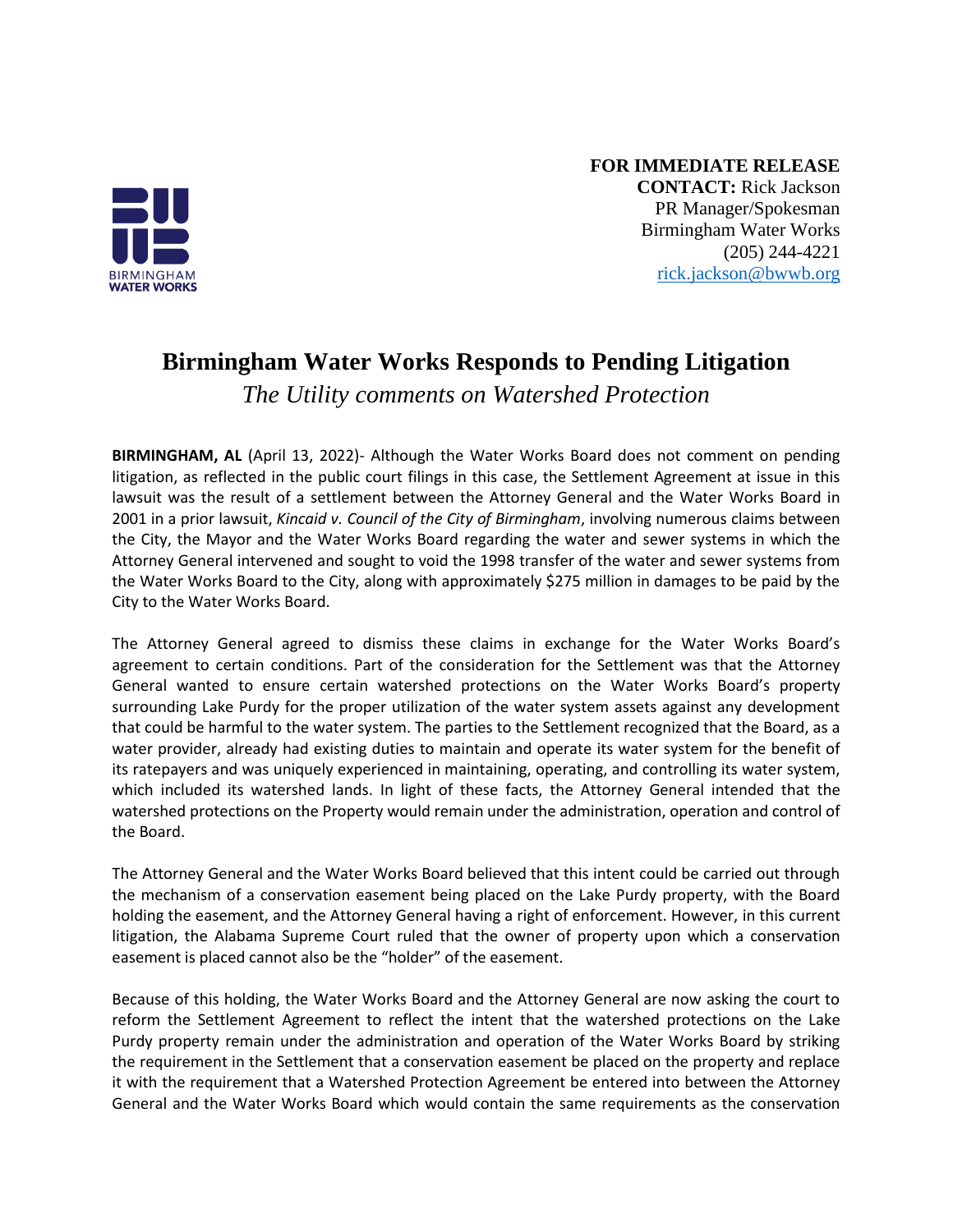BIRMINGHAM WATER WORKS

**FOR IMMEDIATE RELEASE**
**CONTACT:** Rick Jackson
PR Manager/Spokesman
Birmingham Water Works
(205) 244-4221
rick.jackson@bwwb.org

# Birmingham Water Works Responds to Pending Litigation

*The Utility comments on Watershed Protection*

**BIRMINGHAM, AL** (April 13, 2022)- Although the Water Works Board does not comment on pending litigation, as reflected in the public court filings in this case, the Settlement Agreement at issue in this lawsuit was the result of a settlement between the Attorney General and the Water Works Board in 2001 in a prior lawsuit, *Kincaid v. Council of the City of Birmingham*, involving numerous claims between the City, the Mayor and the Water Works Board regarding the water and sewer systems in which the Attorney General intervened and sought to void the 1998 transfer of the water and sewer systems from the Water Works Board to the City, along with approximately $275 million in damages to be paid by the City to the Water Works Board.

The Attorney General agreed to dismiss these claims in exchange for the Water Works Board's agreement to certain conditions. Part of the consideration for the Settlement was that the Attorney General wanted to ensure certain watershed protections on the Water Works Board's property surrounding Lake Purdy for the proper utilization of the water system assets against any development that could be harmful to the water system. The parties to the Settlement recognized that the Board, as a water provider, already had existing duties to maintain and operate its water system for the benefit of its ratepayers and was uniquely experienced in maintaining, operating, and controlling its water system, which included its watershed lands. In light of these facts, the Attorney General intended that the watershed protections on the Property would remain under the administration, operation and control of the Board.

The Attorney General and the Water Works Board believed that this intent could be carried out through the mechanism of a conservation easement being placed on the Lake Purdy property, with the Board holding the easement, and the Attorney General having a right of enforcement. However, in this current litigation, the Alabama Supreme Court ruled that the owner of property upon which a conservation easement is placed cannot also be the "holder" of the easement.

Because of this holding, the Water Works Board and the Attorney General are now asking the court to reform the Settlement Agreement to reflect the intent that the watershed protections on the Lake Purdy property remain under the administration and operation of the Water Works Board by striking the requirement in the Settlement that a conservation easement be placed on the property and replace it with the requirement that a Watershed Protection Agreement be entered into between the Attorney General and the Water Works Board which would contain the same requirements as the conservation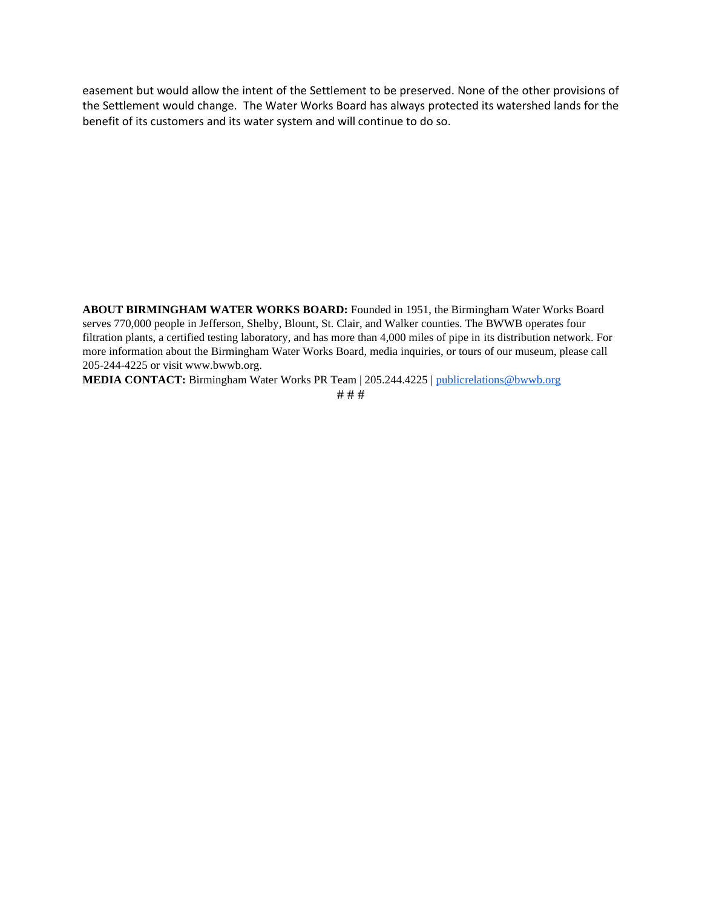easement but would allow the intent of the Settlement to be preserved. None of the other provisions of the Settlement would change. The Water Works Board has always protected its watershed lands for the benefit of its customers and its water system and will continue to do so.

**ABOUT BIRMINGHAM WATER WORKS BOARD:** Founded in 1951, the Birmingham Water Works Board serves 770,000 people in Jefferson, Shelby, Blount, St. Clair, and Walker counties. The BWWB operates four filtration plants, a certified testing laboratory, and has more than 4,000 miles of pipe in its distribution network. For more information about the Birmingham Water Works Board, media inquiries, or tours of our museum, please call 205-244-4225 or visit www.bwwb.org.

**MEDIA CONTACT:** Birmingham Water Works PR Team | 205.244.4225 | publicrelations@bwwb.org

# # #